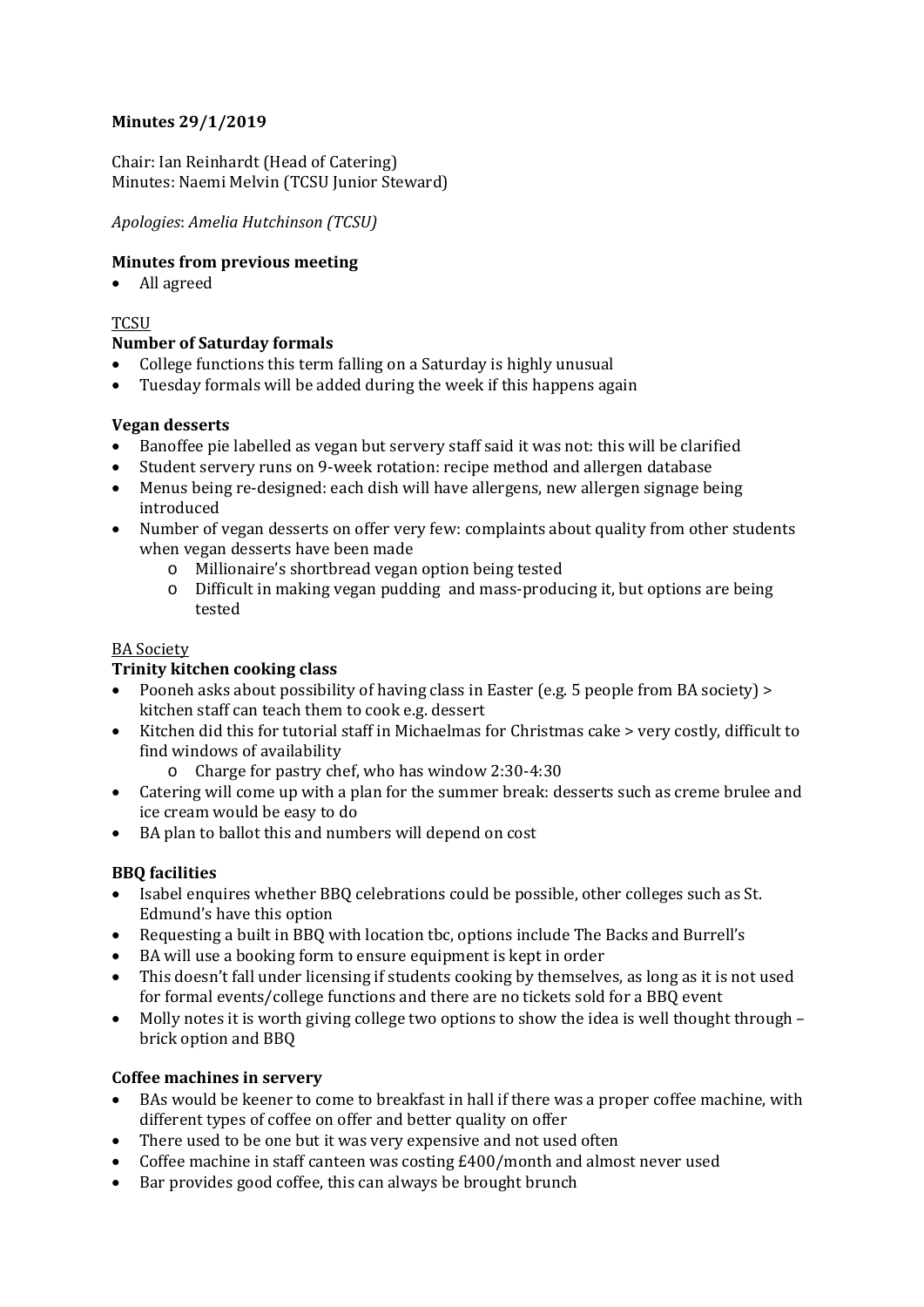**Minutes 29/1/2019**

Chair: Ian Reinhardt (Head of Catering)
Minutes: Naemi Melvin (TCSU Junior Steward)

*Apologies*: *Amelia Hutchinson (TCSU)*

**Minutes from previous meeting**

- All agreed

<u>TCSU</u>

**Number of Saturday formals**

- College functions this term falling on a Saturday is highly unusual
- Tuesday formals will be added during the week if this happens again

**Vegan desserts**

- Banoffee pie labelled as vegan but servery staff said it was not: this will be clarified
- Student servery runs on 9-week rotation: recipe method and allergen database
- Menus being re-designed: each dish will have allergens, new allergen signage being introduced
- Number of vegan desserts on offer very few: complaints about quality from other students when vegan desserts have been made
    - Millionaire's shortbread vegan option being tested
    - Difficult in making vegan pudding and mass-producing it, but options are being tested

<u>BA Society</u>

**Trinity kitchen cooking class**

- Pooneh asks about possibility of having class in Easter (e.g. 5 people from BA society) > kitchen staff can teach them to cook e.g. dessert
- Kitchen did this for tutorial staff in Michaelmas for Christmas cake > very costly, difficult to find windows of availability
    - Charge for pastry chef, who has window 2:30-4:30
- Catering will come up with a plan for the summer break: desserts such as creme brulee and ice cream would be easy to do
- BA plan to ballot this and numbers will depend on cost

**BBQ facilities**

- Isabel enquires whether BBQ celebrations could be possible, other colleges such as St. Edmund's have this option
- Requesting a built in BBQ with location tbc, options include The Backs and Burrell's
- BA will use a booking form to ensure equipment is kept in order
- This doesn't fall under licensing if students cooking by themselves, as long as it is not used for formal events/college functions and there are no tickets sold for a BBQ event
- Molly notes it is worth giving college two options to show the idea is well thought through – brick option and BBQ

**Coffee machines in servery**

- BAs would be keener to come to breakfast in hall if there was a proper coffee machine, with different types of coffee on offer and better quality on offer
- There used to be one but it was very expensive and not used often
- Coffee machine in staff canteen was costing £400/month and almost never used
- Bar provides good coffee, this can always be brought brunch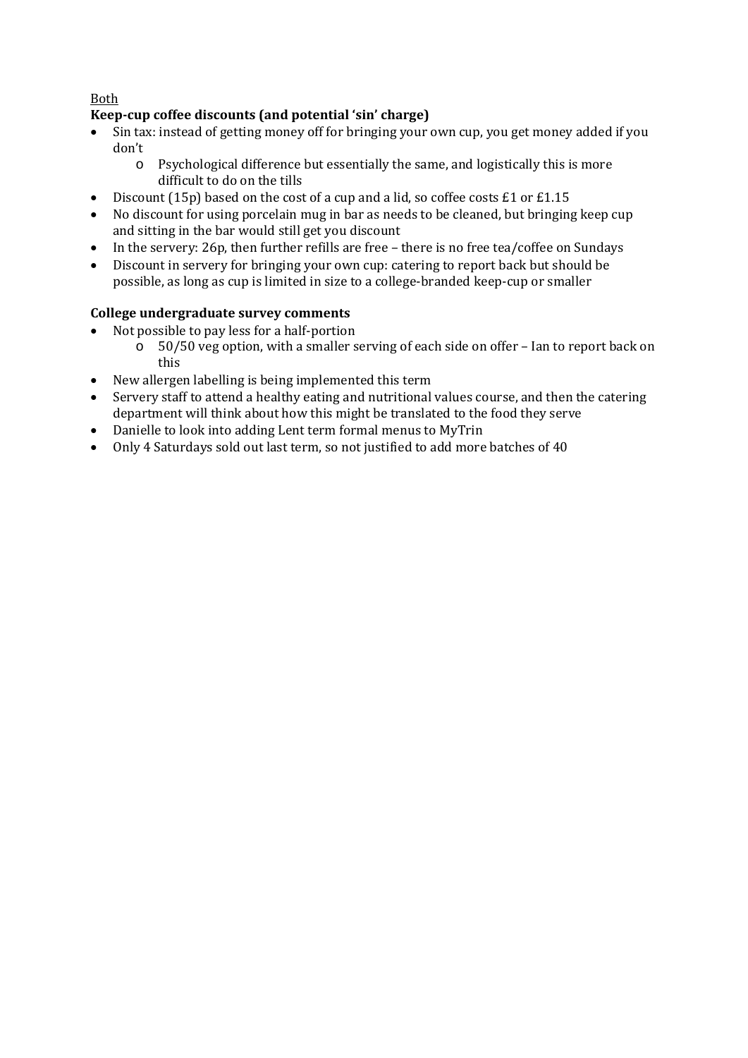Both

**Keep-cup coffee discounts (and potential 'sin' charge)**

- Sin tax: instead of getting money off for bringing your own cup, you get money added if you don't
  - Psychological difference but essentially the same, and logistically this is more difficult to do on the tills
- Discount (15p) based on the cost of a cup and a lid, so coffee costs £1 or £1.15
- No discount for using porcelain mug in bar as needs to be cleaned, but bringing keep cup and sitting in the bar would still get you discount
- In the servery: 26p, then further refills are free – there is no free tea/coffee on Sundays
- Discount in servery for bringing your own cup: catering to report back but should be possible, as long as cup is limited in size to a college-branded keep-cup or smaller

**College undergraduate survey comments**

- Not possible to pay less for a half-portion
  - 50/50 veg option, with a smaller serving of each side on offer – Ian to report back on this
- New allergen labelling is being implemented this term
- Servery staff to attend a healthy eating and nutritional values course, and then the catering department will think about how this might be translated to the food they serve
- Danielle to look into adding Lent term formal menus to MyTrin
- Only 4 Saturdays sold out last term, so not justified to add more batches of 40